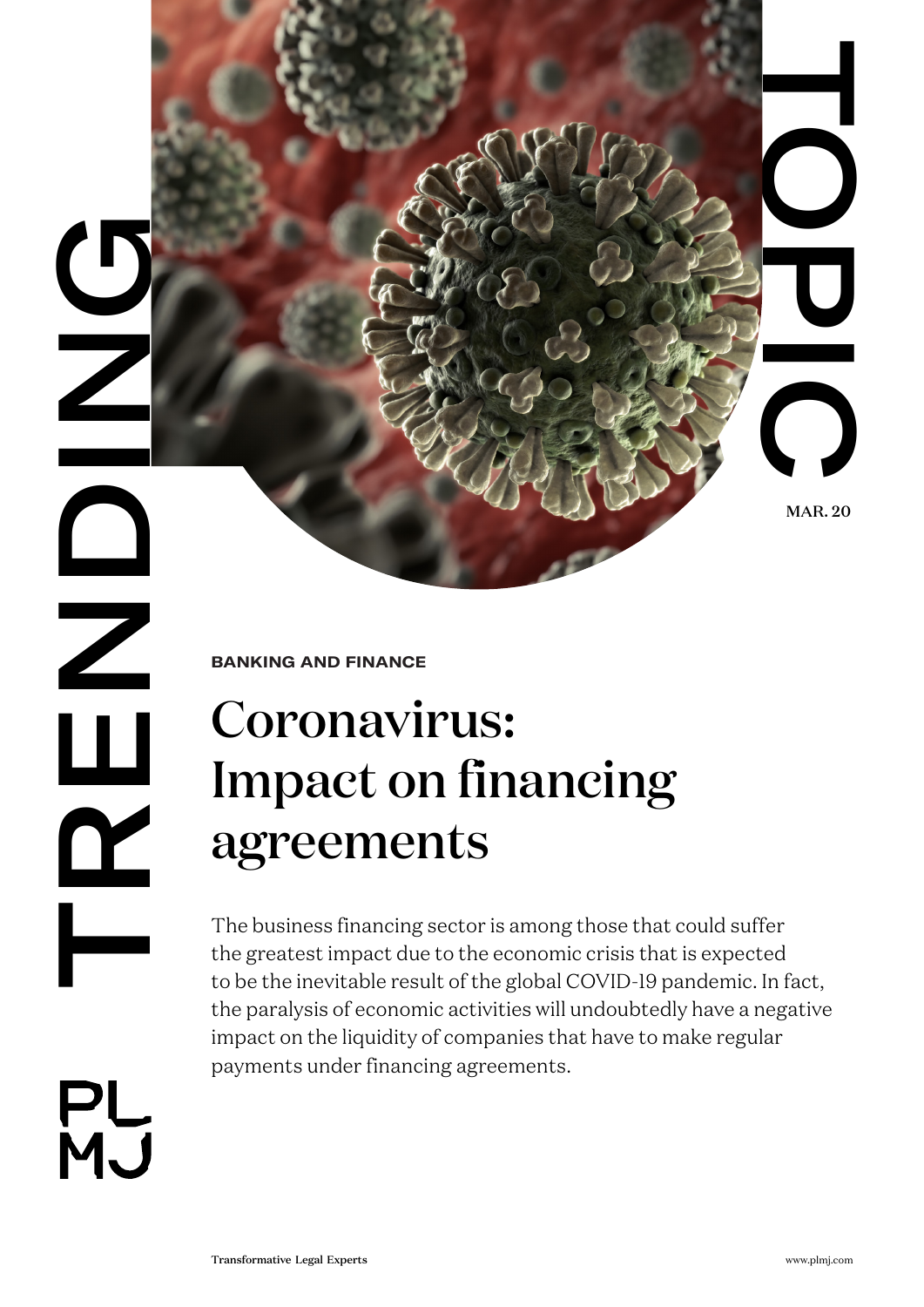TRENDING TOPIC

MAR. 20

**BANKING AND FINANCE**

# Coronavirus: Impact on financing agreements

The business financing sector is among those that could suffer the greatest impact due to the economic crisis that is expected to be the inevitable result of the global COVID-19 pandemic. In fact, the paralysis of economic activities will undoubtedly have a negative impact on the liquidity of companies that have to make regular payments under financing agreements.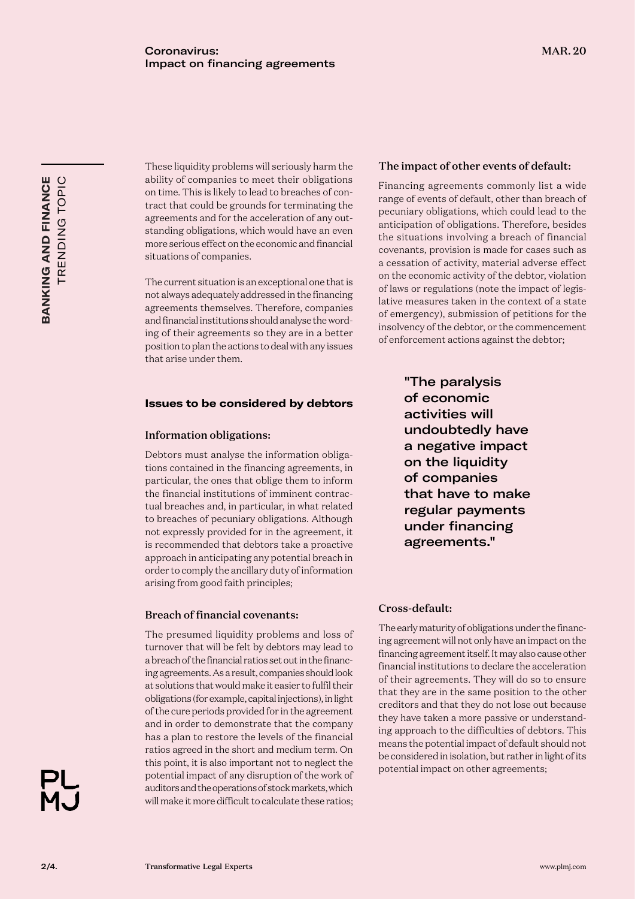These liquidity problems will seriously harm the ability of companies to meet their obligations on time. This is likely to lead to breaches of contract that could be grounds for terminating the agreements and for the acceleration of any outstanding obligations, which would have an even more serious effect on the economic and financial situations of companies.

The current situation is an exceptional one that is not always adequately addressed in the financing agreements themselves. Therefore, companies and financial institutions should analyse the wording of their agreements so they are in a better position to plan the actions to deal with any issues that arise under them.

## Issues to be considered by debtors

### Information obligations:

Debtors must analyse the information obligations contained in the financing agreements, in particular, the ones that oblige them to inform the financial institutions of imminent contractual breaches and, in particular, in what related to breaches of pecuniary obligations. Although not expressly provided for in the agreement, it is recommended that debtors take a proactive approach in anticipating any potential breach in order to comply the ancillary duty of information arising from good faith principles;

### Breach of financial covenants:

The presumed liquidity problems and loss of turnover that will be felt by debtors may lead to a breach of the financial ratios set out in the financing agreements. As a result, companies should look at solutions that would make it easier to fulfil their obligations (for example, capital injections), in light of the cure periods provided for in the agreement and in order to demonstrate that the company has a plan to restore the levels of the financial ratios agreed in the short and medium term. On this point, it is also important not to neglect the potential impact of any disruption of the work of auditors and the operations of stock markets, which will make it more difficult to calculate these ratios;

### The impact of other events of default:

Financing agreements commonly list a wide range of events of default, other than breach of pecuniary obligations, which could lead to the anticipation of obligations. Therefore, besides the situations involving a breach of financial covenants, provision is made for cases such as a cessation of activity, material adverse effect on the economic activity of the debtor, violation of laws or regulations (note the impact of legislative measures taken in the context of a state of emergency), submission of petitions for the insolvency of the debtor, or the commencement of enforcement actions against the debtor;

> "The paralysis of economic activities will undoubtedly have a negative impact on the liquidity of companies that have to make regular payments under financing agreements."

### Cross-default:

The early maturity of obligations under the financing agreement will not only have an impact on the financing agreement itself. It may also cause other financial institutions to declare the acceleration of their agreements. They will do so to ensure that they are in the same position to the other creditors and that they do not lose out because they have taken a more passive or understanding approach to the difficulties of debtors. This means the potential impact of default should not be considered in isolation, but rather in light of its potential impact on other agreements;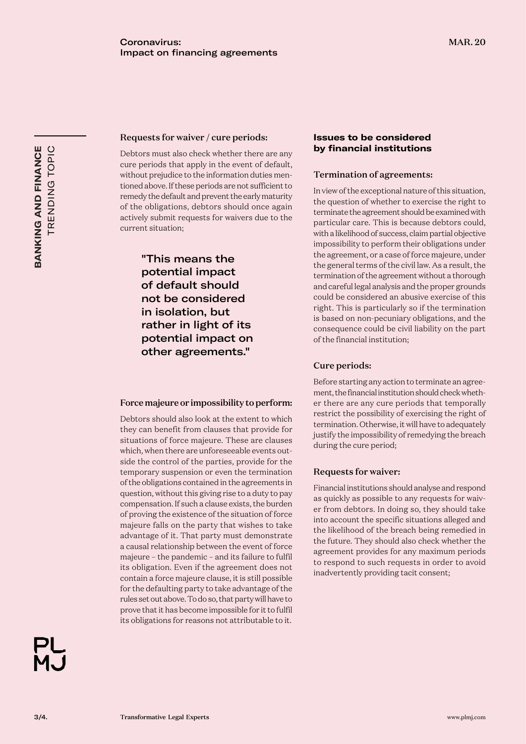### Requests for waiver / cure periods:

Debtors must also check whether there are any cure periods that apply in the event of default, without prejudice to the information duties mentioned above. If these periods are not sufficient to remedy the default and prevent the early maturity of the obligations, debtors should once again actively submit requests for waivers due to the current situation;

> "This means the potential impact of default should not be considered in isolation, but rather in light of its potential impact on other agreements."

### Force majeure or impossibility to perform:

Debtors should also look at the extent to which they can benefit from clauses that provide for situations of force majeure. These are clauses which, when there are unforeseeable events outside the control of the parties, provide for the temporary suspension or even the termination of the obligations contained in the agreements in question, without this giving rise to a duty to pay compensation. If such a clause exists, the burden of proving the existence of the situation of force majeure falls on the party that wishes to take advantage of it. That party must demonstrate a causal relationship between the event of force majeure – the pandemic – and its failure to fulfil its obligation. Even if the agreement does not contain a force majeure clause, it is still possible for the defaulting party to take advantage of the rules set out above. To do so, that party will have to prove that it has become impossible for it to fulfil its obligations for reasons not attributable to it.

## Issues to be considered by financial institutions

### Termination of agreements:

In view of the exceptional nature of this situation, the question of whether to exercise the right to terminate the agreement should be examined with particular care. This is because debtors could, with a likelihood of success, claim partial objective impossibility to perform their obligations under the agreement, or a case of force majeure, under the general terms of the civil law. As a result, the termination of the agreement without a thorough and careful legal analysis and the proper grounds could be considered an abusive exercise of this right. This is particularly so if the termination is based on non-pecuniary obligations, and the consequence could be civil liability on the part of the financial institution;

### Cure periods:

Before starting any action to terminate an agreement, the financial institution should check whether there are any cure periods that temporally restrict the possibility of exercising the right of termination. Otherwise, it will have to adequately justify the impossibility of remedying the breach during the cure period;

### Requests for waiver:

Financial institutions should analyse and respond as quickly as possible to any requests for waiver from debtors. In doing so, they should take into account the specific situations alleged and the likelihood of the breach being remedied in the future. They should also check whether the agreement provides for any maximum periods to respond to such requests in order to avoid inadvertently providing tacit consent;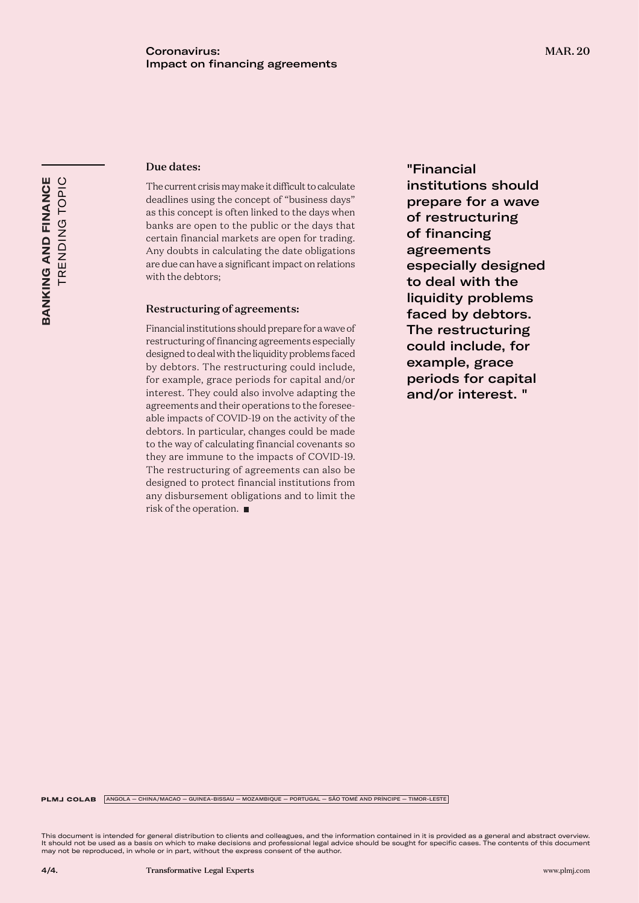### Due dates:

The current crisis may make it difficult to calculate deadlines using the concept of "business days" as this concept is often linked to the days when banks are open to the public or the days that certain financial markets are open for trading. Any doubts in calculating the date obligations are due can have a significant impact on relations with the debtors;

### Restructuring of agreements:

Financial institutions should prepare for a wave of restructuring of financing agreements especially designed to deal with the liquidity problems faced by debtors. The restructuring could include, for example, grace periods for capital and/or interest. They could also involve adapting the agreements and their operations to the foreseeable impacts of COVID-19 on the activity of the debtors. In particular, changes could be made to the way of calculating financial covenants so they are immune to the impacts of COVID-19. The restructuring of agreements can also be designed to protect financial institutions from any disbursement obligations and to limit the risk of the operation. ■

**"Financial institutions should prepare for a wave of restructuring of financing agreements especially designed to deal with the liquidity problems faced by debtors. The restructuring could include, for example, grace periods for capital and/or interest. "**

PLMJ COLAB | ANGOLA — CHINA/MACAO — GUINEA-BISSAU — MOZAMBIQUE — PORTUGAL — SÃO TOMÉ AND PRÍNCIPE — TIMOR-LESTE

This document is intended for general distribution to clients and colleagues, and the information contained in it is provided as a general and abstract overview. It should not be used as a basis on which to make decisions and professional legal advice should be sought for specific cases. The contents of this document may not be reproduced, in whole or in part, without the express consent of the author.